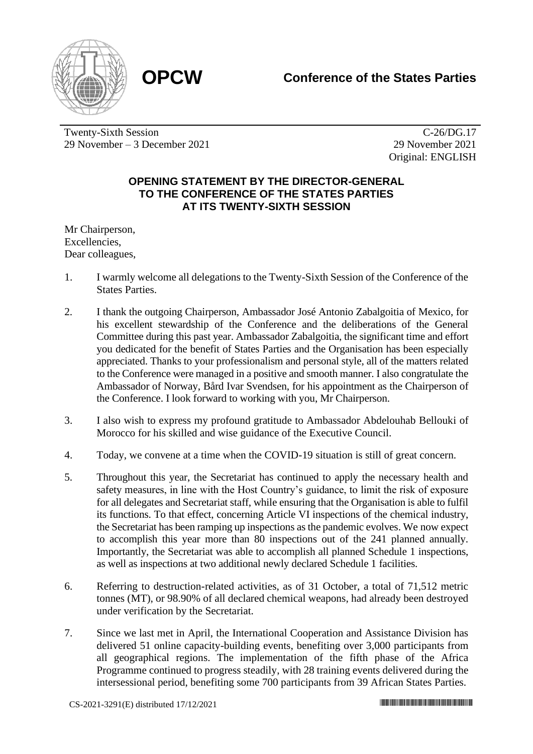**OPCW**

**Conference of the States Parties**

Twenty-Sixth Session
29 November – 3 December 2021

C-26/DG.17
29 November 2021
Original: ENGLISH

## OPENING STATEMENT BY THE DIRECTOR-GENERAL TO THE CONFERENCE OF THE STATES PARTIES AT ITS TWENTY-SIXTH SESSION

Mr Chairperson,
Excellencies,
Dear colleagues,

1. I warmly welcome all delegations to the Twenty-Sixth Session of the Conference of the States Parties.

2. I thank the outgoing Chairperson, Ambassador José Antonio Zabalgoitia of Mexico, for his excellent stewardship of the Conference and the deliberations of the General Committee during this past year. Ambassador Zabalgoitia, the significant time and effort you dedicated for the benefit of States Parties and the Organisation has been especially appreciated. Thanks to your professionalism and personal style, all of the matters related to the Conference were managed in a positive and smooth manner. I also congratulate the Ambassador of Norway, Bård Ivar Svendsen, for his appointment as the Chairperson of the Conference. I look forward to working with you, Mr Chairperson.

3. I also wish to express my profound gratitude to Ambassador Abdelouhab Bellouki of Morocco for his skilled and wise guidance of the Executive Council.

4. Today, we convene at a time when the COVID-19 situation is still of great concern.

5. Throughout this year, the Secretariat has continued to apply the necessary health and safety measures, in line with the Host Country's guidance, to limit the risk of exposure for all delegates and Secretariat staff, while ensuring that the Organisation is able to fulfil its functions. To that effect, concerning Article VI inspections of the chemical industry, the Secretariat has been ramping up inspections as the pandemic evolves. We now expect to accomplish this year more than 80 inspections out of the 241 planned annually. Importantly, the Secretariat was able to accomplish all planned Schedule 1 inspections, as well as inspections at two additional newly declared Schedule 1 facilities.

6. Referring to destruction-related activities, as of 31 October, a total of 71,512 metric tonnes (MT), or 98.90% of all declared chemical weapons, had already been destroyed under verification by the Secretariat.

7. Since we last met in April, the International Cooperation and Assistance Division has delivered 51 online capacity-building events, benefiting over 3,000 participants from all geographical regions. The implementation of the fifth phase of the Africa Programme continued to progress steadily, with 28 training events delivered during the intersessional period, benefiting some 700 participants from 39 African States Parties.

CS-2021-3291(E) distributed 17/12/2021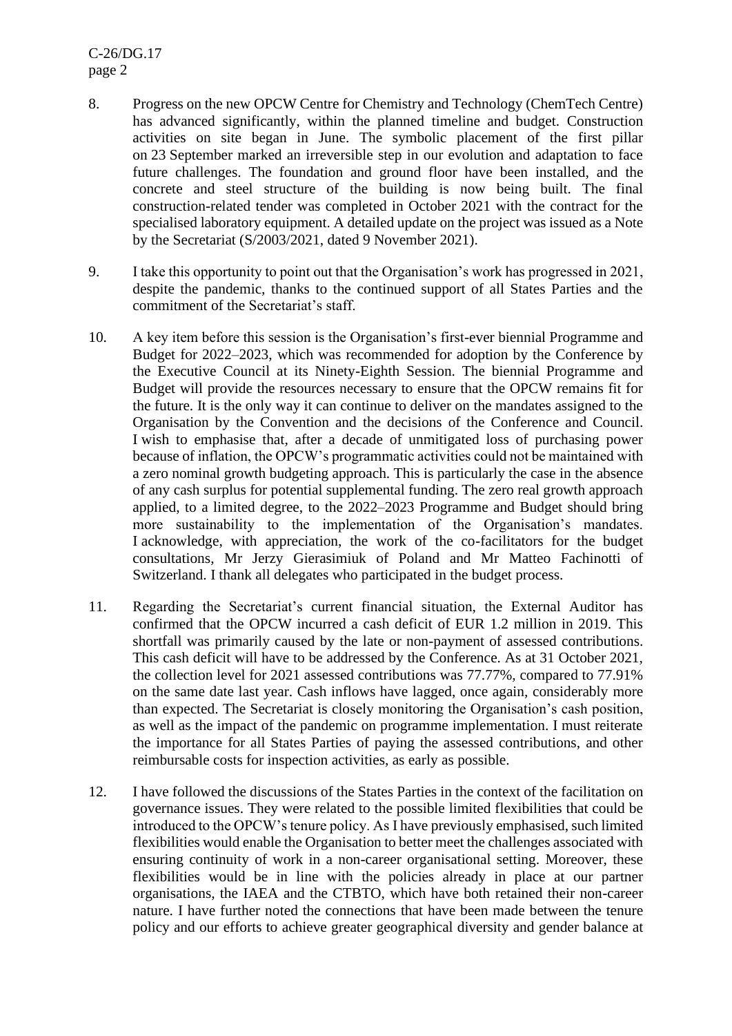8. Progress on the new OPCW Centre for Chemistry and Technology (ChemTech Centre) has advanced significantly, within the planned timeline and budget. Construction activities on site began in June. The symbolic placement of the first pillar on 23 September marked an irreversible step in our evolution and adaptation to face future challenges. The foundation and ground floor have been installed, and the concrete and steel structure of the building is now being built. The final construction-related tender was completed in October 2021 with the contract for the specialised laboratory equipment. A detailed update on the project was issued as a Note by the Secretariat (S/2003/2021, dated 9 November 2021).

9. I take this opportunity to point out that the Organisation's work has progressed in 2021, despite the pandemic, thanks to the continued support of all States Parties and the commitment of the Secretariat's staff.

10. A key item before this session is the Organisation's first-ever biennial Programme and Budget for 2022–2023, which was recommended for adoption by the Conference by the Executive Council at its Ninety-Eighth Session. The biennial Programme and Budget will provide the resources necessary to ensure that the OPCW remains fit for the future. It is the only way it can continue to deliver on the mandates assigned to the Organisation by the Convention and the decisions of the Conference and Council. I wish to emphasise that, after a decade of unmitigated loss of purchasing power because of inflation, the OPCW's programmatic activities could not be maintained with a zero nominal growth budgeting approach. This is particularly the case in the absence of any cash surplus for potential supplemental funding. The zero real growth approach applied, to a limited degree, to the 2022–2023 Programme and Budget should bring more sustainability to the implementation of the Organisation's mandates. I acknowledge, with appreciation, the work of the co-facilitators for the budget consultations, Mr Jerzy Gierasimiuk of Poland and Mr Matteo Fachinotti of Switzerland. I thank all delegates who participated in the budget process.

11. Regarding the Secretariat's current financial situation, the External Auditor has confirmed that the OPCW incurred a cash deficit of EUR 1.2 million in 2019. This shortfall was primarily caused by the late or non-payment of assessed contributions. This cash deficit will have to be addressed by the Conference. As at 31 October 2021, the collection level for 2021 assessed contributions was 77.77%, compared to 77.91% on the same date last year. Cash inflows have lagged, once again, considerably more than expected. The Secretariat is closely monitoring the Organisation's cash position, as well as the impact of the pandemic on programme implementation. I must reiterate the importance for all States Parties of paying the assessed contributions, and other reimbursable costs for inspection activities, as early as possible.

12. I have followed the discussions of the States Parties in the context of the facilitation on governance issues. They were related to the possible limited flexibilities that could be introduced to the OPCW's tenure policy. As I have previously emphasised, such limited flexibilities would enable the Organisation to better meet the challenges associated with ensuring continuity of work in a non-career organisational setting. Moreover, these flexibilities would be in line with the policies already in place at our partner organisations, the IAEA and the CTBTO, which have both retained their non-career nature. I have further noted the connections that have been made between the tenure policy and our efforts to achieve greater geographical diversity and gender balance at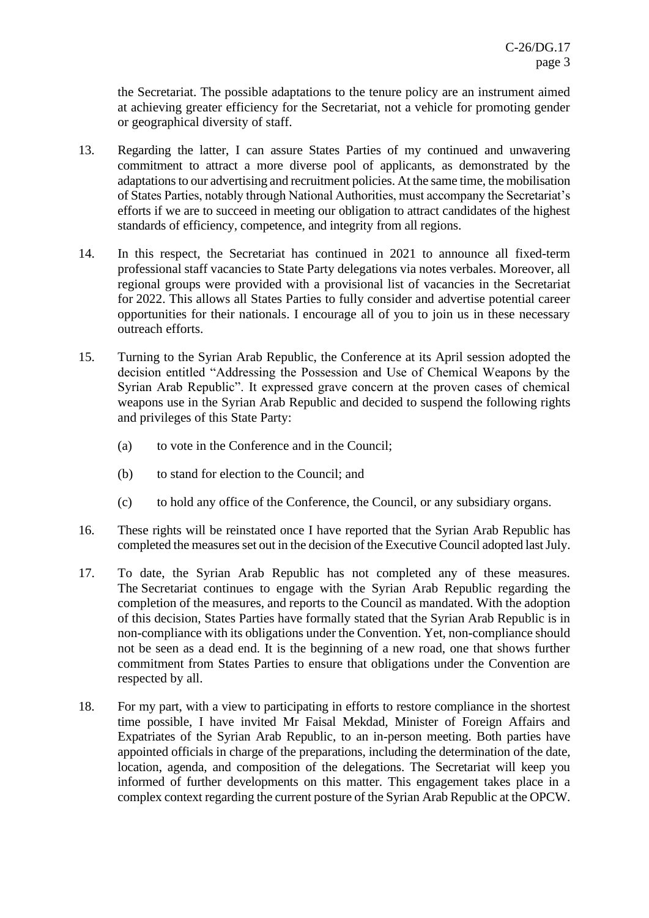the Secretariat. The possible adaptations to the tenure policy are an instrument aimed at achieving greater efficiency for the Secretariat, not a vehicle for promoting gender or geographical diversity of staff.

13. Regarding the latter, I can assure States Parties of my continued and unwavering commitment to attract a more diverse pool of applicants, as demonstrated by the adaptations to our advertising and recruitment policies. At the same time, the mobilisation of States Parties, notably through National Authorities, must accompany the Secretariat's efforts if we are to succeed in meeting our obligation to attract candidates of the highest standards of efficiency, competence, and integrity from all regions.

14. In this respect, the Secretariat has continued in 2021 to announce all fixed-term professional staff vacancies to State Party delegations via notes verbales. Moreover, all regional groups were provided with a provisional list of vacancies in the Secretariat for 2022. This allows all States Parties to fully consider and advertise potential career opportunities for their nationals. I encourage all of you to join us in these necessary outreach efforts.

15. Turning to the Syrian Arab Republic, the Conference at its April session adopted the decision entitled "Addressing the Possession and Use of Chemical Weapons by the Syrian Arab Republic". It expressed grave concern at the proven cases of chemical weapons use in the Syrian Arab Republic and decided to suspend the following rights and privileges of this State Party:

    (a) to vote in the Conference and in the Council;

    (b) to stand for election to the Council; and

    (c) to hold any office of the Conference, the Council, or any subsidiary organs.

16. These rights will be reinstated once I have reported that the Syrian Arab Republic has completed the measures set out in the decision of the Executive Council adopted last July.

17. To date, the Syrian Arab Republic has not completed any of these measures. The Secretariat continues to engage with the Syrian Arab Republic regarding the completion of the measures, and reports to the Council as mandated. With the adoption of this decision, States Parties have formally stated that the Syrian Arab Republic is in non-compliance with its obligations under the Convention. Yet, non-compliance should not be seen as a dead end. It is the beginning of a new road, one that shows further commitment from States Parties to ensure that obligations under the Convention are respected by all.

18. For my part, with a view to participating in efforts to restore compliance in the shortest time possible, I have invited Mr Faisal Mekdad, Minister of Foreign Affairs and Expatriates of the Syrian Arab Republic, to an in-person meeting. Both parties have appointed officials in charge of the preparations, including the determination of the date, location, agenda, and composition of the delegations. The Secretariat will keep you informed of further developments on this matter. This engagement takes place in a complex context regarding the current posture of the Syrian Arab Republic at the OPCW.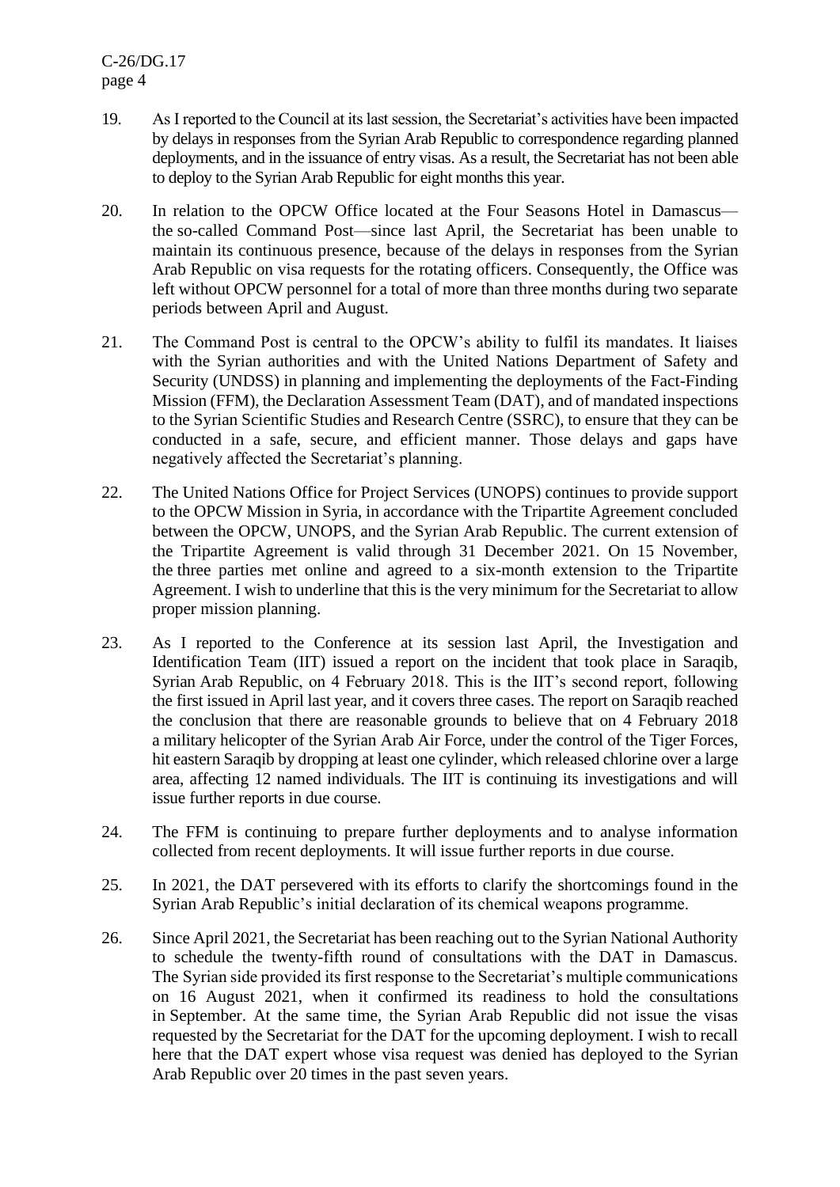19. As I reported to the Council at its last session, the Secretariat's activities have been impacted by delays in responses from the Syrian Arab Republic to correspondence regarding planned deployments, and in the issuance of entry visas. As a result, the Secretariat has not been able to deploy to the Syrian Arab Republic for eight months this year.

20. In relation to the OPCW Office located at the Four Seasons Hotel in Damascus—the so-called Command Post—since last April, the Secretariat has been unable to maintain its continuous presence, because of the delays in responses from the Syrian Arab Republic on visa requests for the rotating officers. Consequently, the Office was left without OPCW personnel for a total of more than three months during two separate periods between April and August.

21. The Command Post is central to the OPCW's ability to fulfil its mandates. It liaises with the Syrian authorities and with the United Nations Department of Safety and Security (UNDSS) in planning and implementing the deployments of the Fact-Finding Mission (FFM), the Declaration Assessment Team (DAT), and of mandated inspections to the Syrian Scientific Studies and Research Centre (SSRC), to ensure that they can be conducted in a safe, secure, and efficient manner. Those delays and gaps have negatively affected the Secretariat's planning.

22. The United Nations Office for Project Services (UNOPS) continues to provide support to the OPCW Mission in Syria, in accordance with the Tripartite Agreement concluded between the OPCW, UNOPS, and the Syrian Arab Republic. The current extension of the Tripartite Agreement is valid through 31 December 2021. On 15 November, the three parties met online and agreed to a six-month extension to the Tripartite Agreement. I wish to underline that this is the very minimum for the Secretariat to allow proper mission planning.

23. As I reported to the Conference at its session last April, the Investigation and Identification Team (IIT) issued a report on the incident that took place in Saraqib, Syrian Arab Republic, on 4 February 2018. This is the IIT's second report, following the first issued in April last year, and it covers three cases. The report on Saraqib reached the conclusion that there are reasonable grounds to believe that on 4 February 2018 a military helicopter of the Syrian Arab Air Force, under the control of the Tiger Forces, hit eastern Saraqib by dropping at least one cylinder, which released chlorine over a large area, affecting 12 named individuals. The IIT is continuing its investigations and will issue further reports in due course.

24. The FFM is continuing to prepare further deployments and to analyse information collected from recent deployments. It will issue further reports in due course.

25. In 2021, the DAT persevered with its efforts to clarify the shortcomings found in the Syrian Arab Republic's initial declaration of its chemical weapons programme.

26. Since April 2021, the Secretariat has been reaching out to the Syrian National Authority to schedule the twenty-fifth round of consultations with the DAT in Damascus. The Syrian side provided its first response to the Secretariat's multiple communications on 16 August 2021, when it confirmed its readiness to hold the consultations in September. At the same time, the Syrian Arab Republic did not issue the visas requested by the Secretariat for the DAT for the upcoming deployment. I wish to recall here that the DAT expert whose visa request was denied has deployed to the Syrian Arab Republic over 20 times in the past seven years.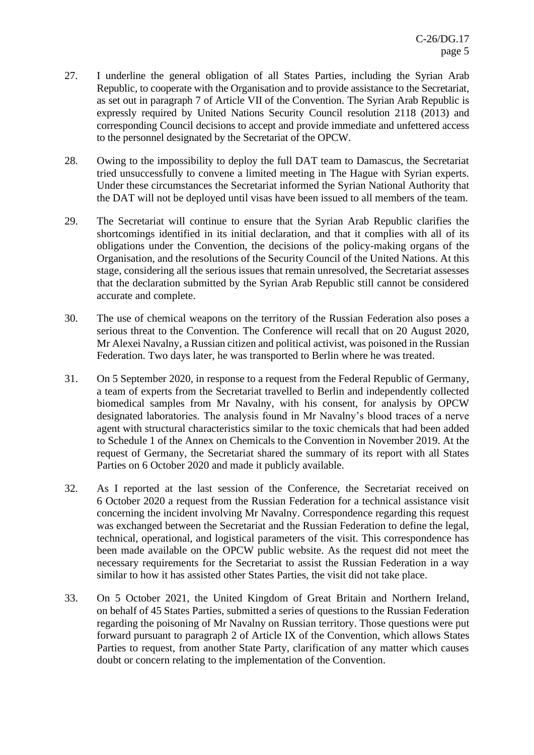27. I underline the general obligation of all States Parties, including the Syrian Arab Republic, to cooperate with the Organisation and to provide assistance to the Secretariat, as set out in paragraph 7 of Article VII of the Convention. The Syrian Arab Republic is expressly required by United Nations Security Council resolution 2118 (2013) and corresponding Council decisions to accept and provide immediate and unfettered access to the personnel designated by the Secretariat of the OPCW.

28. Owing to the impossibility to deploy the full DAT team to Damascus, the Secretariat tried unsuccessfully to convene a limited meeting in The Hague with Syrian experts. Under these circumstances the Secretariat informed the Syrian National Authority that the DAT will not be deployed until visas have been issued to all members of the team.

29. The Secretariat will continue to ensure that the Syrian Arab Republic clarifies the shortcomings identified in its initial declaration, and that it complies with all of its obligations under the Convention, the decisions of the policy-making organs of the Organisation, and the resolutions of the Security Council of the United Nations. At this stage, considering all the serious issues that remain unresolved, the Secretariat assesses that the declaration submitted by the Syrian Arab Republic still cannot be considered accurate and complete.

30. The use of chemical weapons on the territory of the Russian Federation also poses a serious threat to the Convention. The Conference will recall that on 20 August 2020, Mr Alexei Navalny, a Russian citizen and political activist, was poisoned in the Russian Federation. Two days later, he was transported to Berlin where he was treated.

31. On 5 September 2020, in response to a request from the Federal Republic of Germany, a team of experts from the Secretariat travelled to Berlin and independently collected biomedical samples from Mr Navalny, with his consent, for analysis by OPCW designated laboratories. The analysis found in Mr Navalny's blood traces of a nerve agent with structural characteristics similar to the toxic chemicals that had been added to Schedule 1 of the Annex on Chemicals to the Convention in November 2019. At the request of Germany, the Secretariat shared the summary of its report with all States Parties on 6 October 2020 and made it publicly available.

32. As I reported at the last session of the Conference, the Secretariat received on 6 October 2020 a request from the Russian Federation for a technical assistance visit concerning the incident involving Mr Navalny. Correspondence regarding this request was exchanged between the Secretariat and the Russian Federation to define the legal, technical, operational, and logistical parameters of the visit. This correspondence has been made available on the OPCW public website. As the request did not meet the necessary requirements for the Secretariat to assist the Russian Federation in a way similar to how it has assisted other States Parties, the visit did not take place.

33. On 5 October 2021, the United Kingdom of Great Britain and Northern Ireland, on behalf of 45 States Parties, submitted a series of questions to the Russian Federation regarding the poisoning of Mr Navalny on Russian territory. Those questions were put forward pursuant to paragraph 2 of Article IX of the Convention, which allows States Parties to request, from another State Party, clarification of any matter which causes doubt or concern relating to the implementation of the Convention.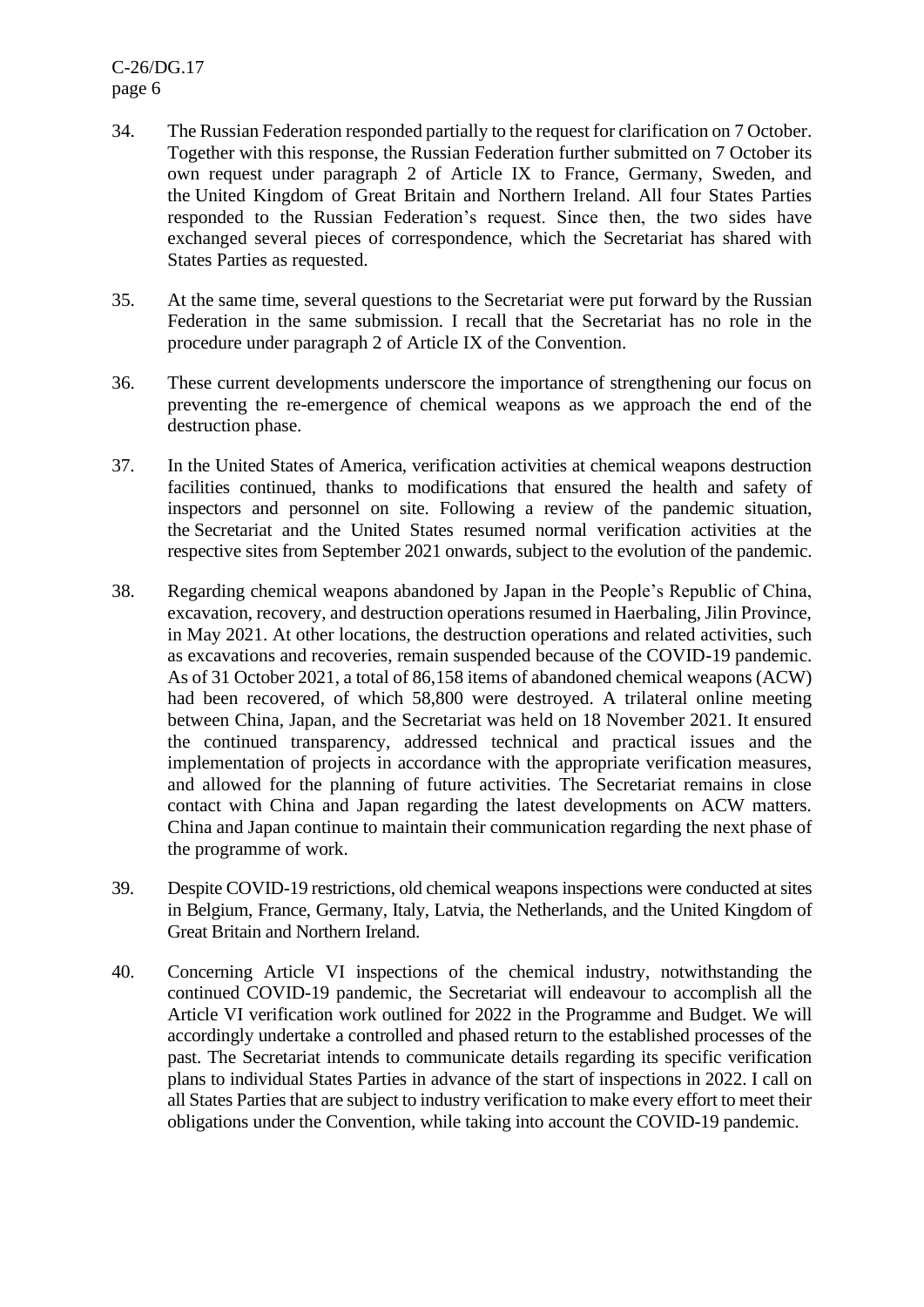34. The Russian Federation responded partially to the request for clarification on 7 October. Together with this response, the Russian Federation further submitted on 7 October its own request under paragraph 2 of Article IX to France, Germany, Sweden, and the United Kingdom of Great Britain and Northern Ireland. All four States Parties responded to the Russian Federation's request. Since then, the two sides have exchanged several pieces of correspondence, which the Secretariat has shared with States Parties as requested.

35. At the same time, several questions to the Secretariat were put forward by the Russian Federation in the same submission. I recall that the Secretariat has no role in the procedure under paragraph 2 of Article IX of the Convention.

36. These current developments underscore the importance of strengthening our focus on preventing the re-emergence of chemical weapons as we approach the end of the destruction phase.

37. In the United States of America, verification activities at chemical weapons destruction facilities continued, thanks to modifications that ensured the health and safety of inspectors and personnel on site. Following a review of the pandemic situation, the Secretariat and the United States resumed normal verification activities at the respective sites from September 2021 onwards, subject to the evolution of the pandemic.

38. Regarding chemical weapons abandoned by Japan in the People's Republic of China, excavation, recovery, and destruction operations resumed in Haerbaling, Jilin Province, in May 2021. At other locations, the destruction operations and related activities, such as excavations and recoveries, remain suspended because of the COVID-19 pandemic. As of 31 October 2021, a total of 86,158 items of abandoned chemical weapons (ACW) had been recovered, of which 58,800 were destroyed. A trilateral online meeting between China, Japan, and the Secretariat was held on 18 November 2021. It ensured the continued transparency, addressed technical and practical issues and the implementation of projects in accordance with the appropriate verification measures, and allowed for the planning of future activities. The Secretariat remains in close contact with China and Japan regarding the latest developments on ACW matters. China and Japan continue to maintain their communication regarding the next phase of the programme of work.

39. Despite COVID-19 restrictions, old chemical weapons inspections were conducted at sites in Belgium, France, Germany, Italy, Latvia, the Netherlands, and the United Kingdom of Great Britain and Northern Ireland.

40. Concerning Article VI inspections of the chemical industry, notwithstanding the continued COVID-19 pandemic, the Secretariat will endeavour to accomplish all the Article VI verification work outlined for 2022 in the Programme and Budget. We will accordingly undertake a controlled and phased return to the established processes of the past. The Secretariat intends to communicate details regarding its specific verification plans to individual States Parties in advance of the start of inspections in 2022. I call on all States Parties that are subject to industry verification to make every effort to meet their obligations under the Convention, while taking into account the COVID-19 pandemic.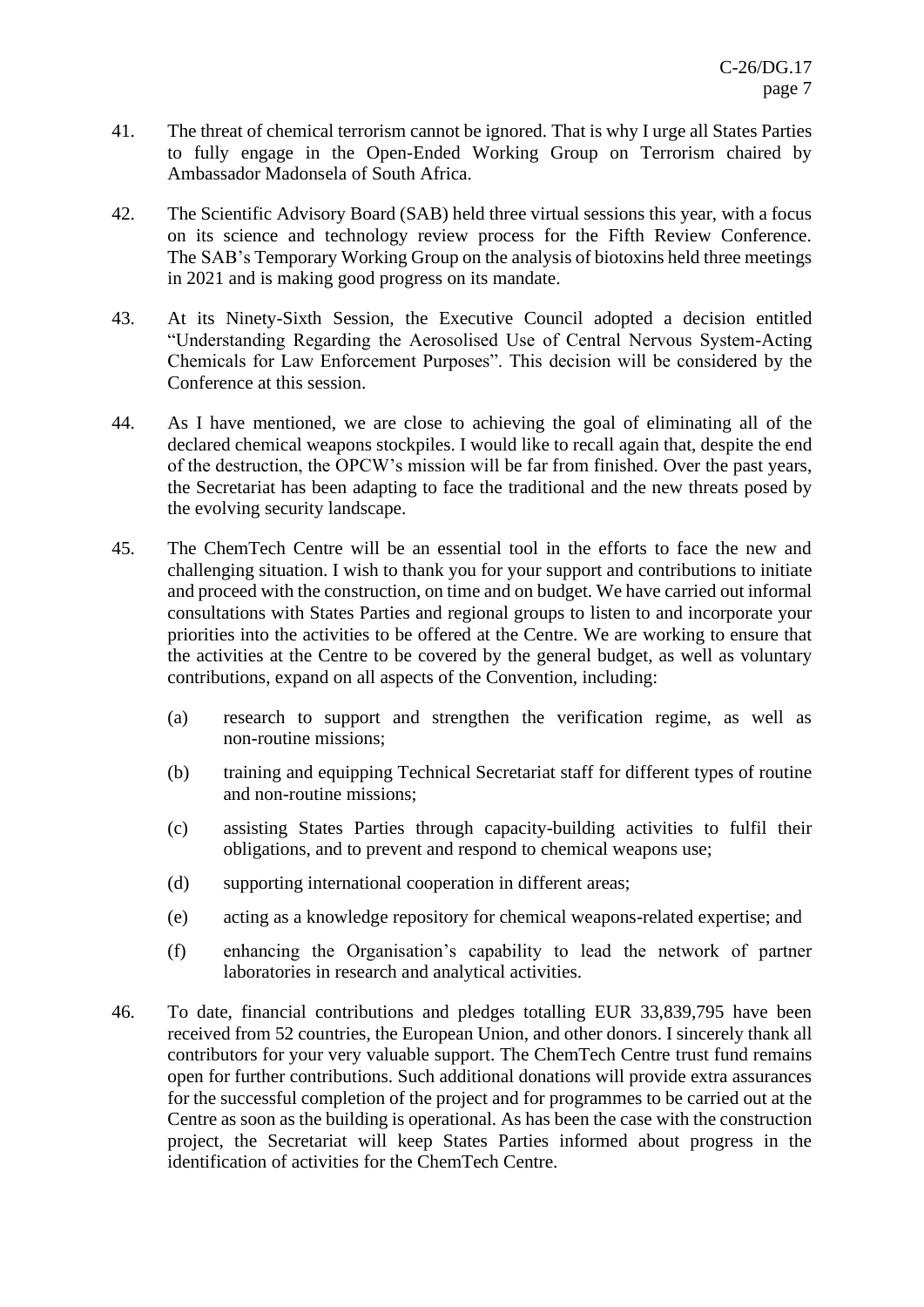41. The threat of chemical terrorism cannot be ignored. That is why I urge all States Parties to fully engage in the Open-Ended Working Group on Terrorism chaired by Ambassador Madonsela of South Africa.

42. The Scientific Advisory Board (SAB) held three virtual sessions this year, with a focus on its science and technology review process for the Fifth Review Conference. The SAB's Temporary Working Group on the analysis of biotoxins held three meetings in 2021 and is making good progress on its mandate.

43. At its Ninety-Sixth Session, the Executive Council adopted a decision entitled "Understanding Regarding the Aerosolised Use of Central Nervous System-Acting Chemicals for Law Enforcement Purposes". This decision will be considered by the Conference at this session.

44. As I have mentioned, we are close to achieving the goal of eliminating all of the declared chemical weapons stockpiles. I would like to recall again that, despite the end of the destruction, the OPCW's mission will be far from finished. Over the past years, the Secretariat has been adapting to face the traditional and the new threats posed by the evolving security landscape.

45. The ChemTech Centre will be an essential tool in the efforts to face the new and challenging situation. I wish to thank you for your support and contributions to initiate and proceed with the construction, on time and on budget. We have carried out informal consultations with States Parties and regional groups to listen to and incorporate your priorities into the activities to be offered at the Centre. We are working to ensure that the activities at the Centre to be covered by the general budget, as well as voluntary contributions, expand on all aspects of the Convention, including:

    (a) research to support and strengthen the verification regime, as well as non-routine missions;

    (b) training and equipping Technical Secretariat staff for different types of routine and non-routine missions;

    (c) assisting States Parties through capacity-building activities to fulfil their obligations, and to prevent and respond to chemical weapons use;

    (d) supporting international cooperation in different areas;

    (e) acting as a knowledge repository for chemical weapons-related expertise; and

    (f) enhancing the Organisation's capability to lead the network of partner laboratories in research and analytical activities.

46. To date, financial contributions and pledges totalling EUR 33,839,795 have been received from 52 countries, the European Union, and other donors. I sincerely thank all contributors for your very valuable support. The ChemTech Centre trust fund remains open for further contributions. Such additional donations will provide extra assurances for the successful completion of the project and for programmes to be carried out at the Centre as soon as the building is operational. As has been the case with the construction project, the Secretariat will keep States Parties informed about progress in the identification of activities for the ChemTech Centre.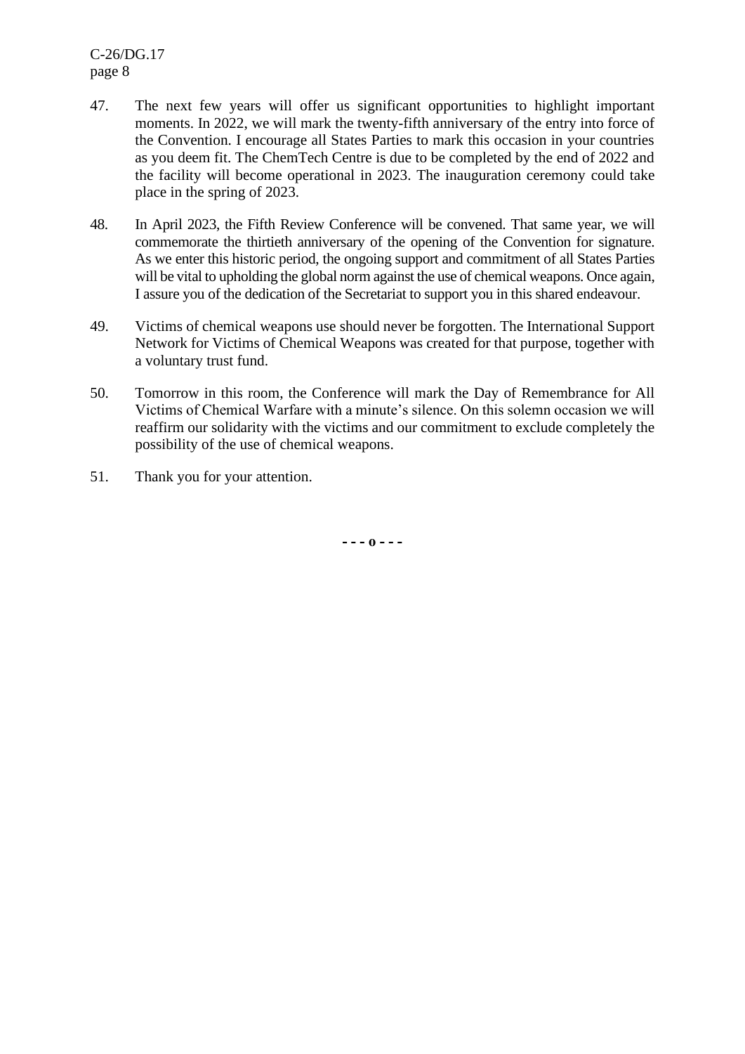47. The next few years will offer us significant opportunities to highlight important moments. In 2022, we will mark the twenty-fifth anniversary of the entry into force of the Convention. I encourage all States Parties to mark this occasion in your countries as you deem fit. The ChemTech Centre is due to be completed by the end of 2022 and the facility will become operational in 2023. The inauguration ceremony could take place in the spring of 2023.

48. In April 2023, the Fifth Review Conference will be convened. That same year, we will commemorate the thirtieth anniversary of the opening of the Convention for signature. As we enter this historic period, the ongoing support and commitment of all States Parties will be vital to upholding the global norm against the use of chemical weapons. Once again, I assure you of the dedication of the Secretariat to support you in this shared endeavour.

49. Victims of chemical weapons use should never be forgotten. The International Support Network for Victims of Chemical Weapons was created for that purpose, together with a voluntary trust fund.

50. Tomorrow in this room, the Conference will mark the Day of Remembrance for All Victims of Chemical Warfare with a minute's silence. On this solemn occasion we will reaffirm our solidarity with the victims and our commitment to exclude completely the possibility of the use of chemical weapons.

51. Thank you for your attention.

**- - - o - - -**